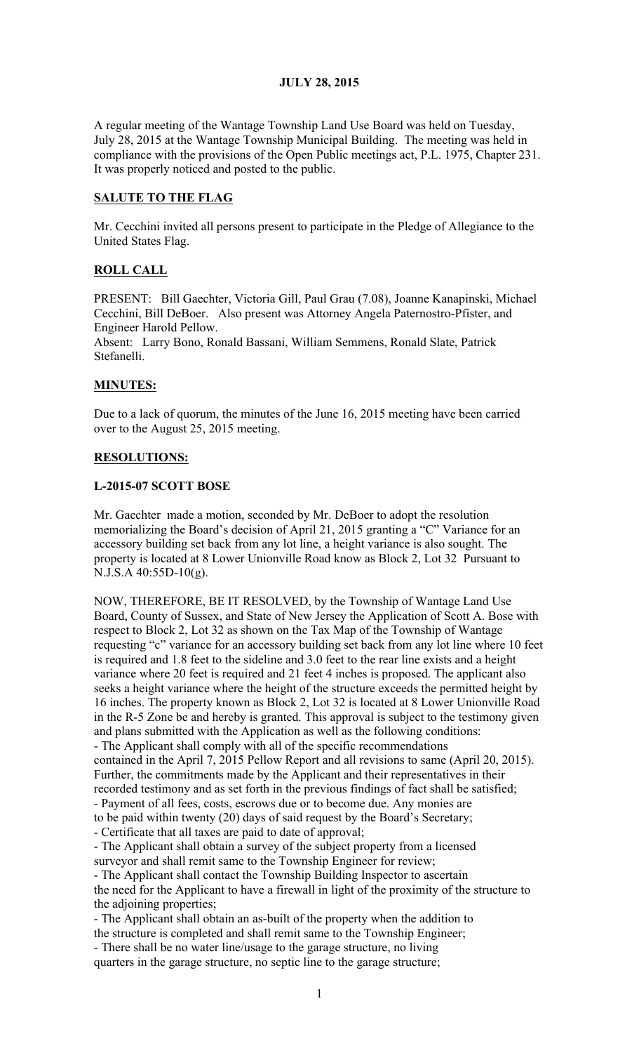# JULY 28, 2015

A regular meeting of the Wantage Township Land Use Board was held on Tuesday, July 28, 2015 at the Wantage Township Municipal Building. The meeting was held in compliance with the provisions of the Open Public meetings act, P.L. 1975, Chapter 231. It was properly noticed and posted to the public.

## SALUTE TO THE FLAG

Mr. Cecchini invited all persons present to participate in the Pledge of Allegiance to the United States Flag.

## ROLL CALL

PRESENT: Bill Gaechter, Victoria Gill, Paul Grau (7.08), Joanne Kanapinski, Michael Cecchini, Bill DeBoer. Also present was Attorney Angela Paternostro-Pfister, and Engineer Harold Pellow.
Absent: Larry Bono, Ronald Bassani, William Semmens, Ronald Slate, Patrick Stefanelli.

## MINUTES:

Due to a lack of quorum, the minutes of the June 16, 2015 meeting have been carried over to the August 25, 2015 meeting.

## RESOLUTIONS:

### L-2015-07 SCOTT BOSE

Mr. Gaechter made a motion, seconded by Mr. DeBoer to adopt the resolution memorializing the Board's decision of April 21, 2015 granting a "C" Variance for an accessory building set back from any lot line, a height variance is also sought. The property is located at 8 Lower Unionville Road know as Block 2, Lot 32 Pursuant to N.J.S.A 40:55D-10(g).

NOW, THEREFORE, BE IT RESOLVED, by the Township of Wantage Land Use Board, County of Sussex, and State of New Jersey the Application of Scott A. Bose with respect to Block 2, Lot 32 as shown on the Tax Map of the Township of Wantage requesting "c" variance for an accessory building set back from any lot line where 10 feet is required and 1.8 feet to the sideline and 3.0 feet to the rear line exists and a height variance where 20 feet is required and 21 feet 4 inches is proposed. The applicant also seeks a height variance where the height of the structure exceeds the permitted height by 16 inches. The property known as Block 2, Lot 32 is located at 8 Lower Unionville Road in the R-5 Zone be and hereby is granted. This approval is subject to the testimony given and plans submitted with the Application as well as the following conditions:

- The Applicant shall comply with all of the specific recommendations contained in the April 7, 2015 Pellow Report and all revisions to same (April 20, 2015). Further, the commitments made by the Applicant and their representatives in their recorded testimony and as set forth in the previous findings of fact shall be satisfied;
- Payment of all fees, costs, escrows due or to become due. Any monies are to be paid within twenty (20) days of said request by the Board's Secretary;
- Certificate that all taxes are paid to date of approval;
- The Applicant shall obtain a survey of the subject property from a licensed surveyor and shall remit same to the Township Engineer for review;
- The Applicant shall contact the Township Building Inspector to ascertain the need for the Applicant to have a firewall in light of the proximity of the structure to the adjoining properties;
- The Applicant shall obtain an as-built of the property when the addition to the structure is completed and shall remit same to the Township Engineer;
- There shall be no water line/usage to the garage structure, no living quarters in the garage structure, no septic line to the garage structure;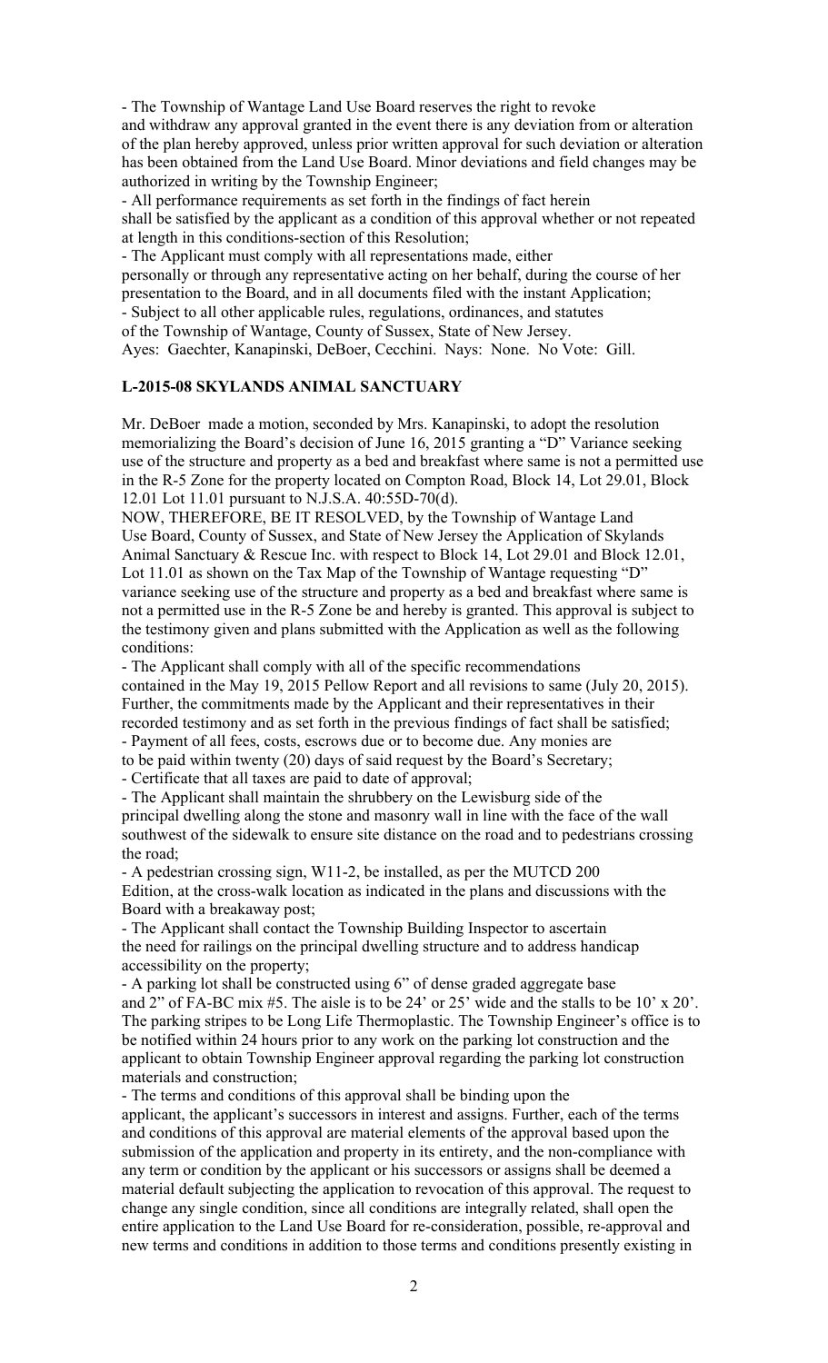- The Township of Wantage Land Use Board reserves the right to revoke and withdraw any approval granted in the event there is any deviation from or alteration of the plan hereby approved, unless prior written approval for such deviation or alteration has been obtained from the Land Use Board. Minor deviations and field changes may be authorized in writing by the Township Engineer;
- All performance requirements as set forth in the findings of fact herein shall be satisfied by the applicant as a condition of this approval whether or not repeated at length in this conditions-section of this Resolution;
- The Applicant must comply with all representations made, either personally or through any representative acting on her behalf, during the course of her presentation to the Board, and in all documents filed with the instant Application;
- Subject to all other applicable rules, regulations, ordinances, and statutes of the Township of Wantage, County of Sussex, State of New Jersey.

Ayes: Gaechter, Kanapinski, DeBoer, Cecchini. Nays: None. No Vote: Gill.

**L-2015-08 SKYLANDS ANIMAL SANCTUARY**

Mr. DeBoer made a motion, seconded by Mrs. Kanapinski, to adopt the resolution memorializing the Board's decision of June 16, 2015 granting a "D" Variance seeking use of the structure and property as a bed and breakfast where same is not a permitted use in the R-5 Zone for the property located on Compton Road, Block 14, Lot 29.01, Block 12.01 Lot 11.01 pursuant to N.J.S.A. 40:55D-70(d).

NOW, THEREFORE, BE IT RESOLVED, by the Township of Wantage Land Use Board, County of Sussex, and State of New Jersey the Application of Skylands Animal Sanctuary & Rescue Inc. with respect to Block 14, Lot 29.01 and Block 12.01, Lot 11.01 as shown on the Tax Map of the Township of Wantage requesting "D" variance seeking use of the structure and property as a bed and breakfast where same is not a permitted use in the R-5 Zone be and hereby is granted. This approval is subject to the testimony given and plans submitted with the Application as well as the following conditions:

- The Applicant shall comply with all of the specific recommendations contained in the May 19, 2015 Pellow Report and all revisions to same (July 20, 2015). Further, the commitments made by the Applicant and their representatives in their recorded testimony and as set forth in the previous findings of fact shall be satisfied;
- Payment of all fees, costs, escrows due or to become due. Any monies are to be paid within twenty (20) days of said request by the Board's Secretary;
- Certificate that all taxes are paid to date of approval;
- The Applicant shall maintain the shrubbery on the Lewisburg side of the principal dwelling along the stone and masonry wall in line with the face of the wall southwest of the sidewalk to ensure site distance on the road and to pedestrians crossing the road;
- A pedestrian crossing sign, W11-2, be installed, as per the MUTCD 200 Edition, at the cross-walk location as indicated in the plans and discussions with the Board with a breakaway post;
- The Applicant shall contact the Township Building Inspector to ascertain the need for railings on the principal dwelling structure and to address handicap accessibility on the property;
- A parking lot shall be constructed using 6" of dense graded aggregate base and 2" of FA-BC mix #5. The aisle is to be 24' or 25' wide and the stalls to be 10' x 20'. The parking stripes to be Long Life Thermoplastic. The Township Engineer's office is to be notified within 24 hours prior to any work on the parking lot construction and the applicant to obtain Township Engineer approval regarding the parking lot construction materials and construction;
- The terms and conditions of this approval shall be binding upon the applicant, the applicant's successors in interest and assigns. Further, each of the terms and conditions of this approval are material elements of the approval based upon the submission of the application and property in its entirety, and the non-compliance with any term or condition by the applicant or his successors or assigns shall be deemed a material default subjecting the application to revocation of this approval. The request to change any single condition, since all conditions are integrally related, shall open the entire application to the Land Use Board for re-consideration, possible, re-approval and new terms and conditions in addition to those terms and conditions presently existing in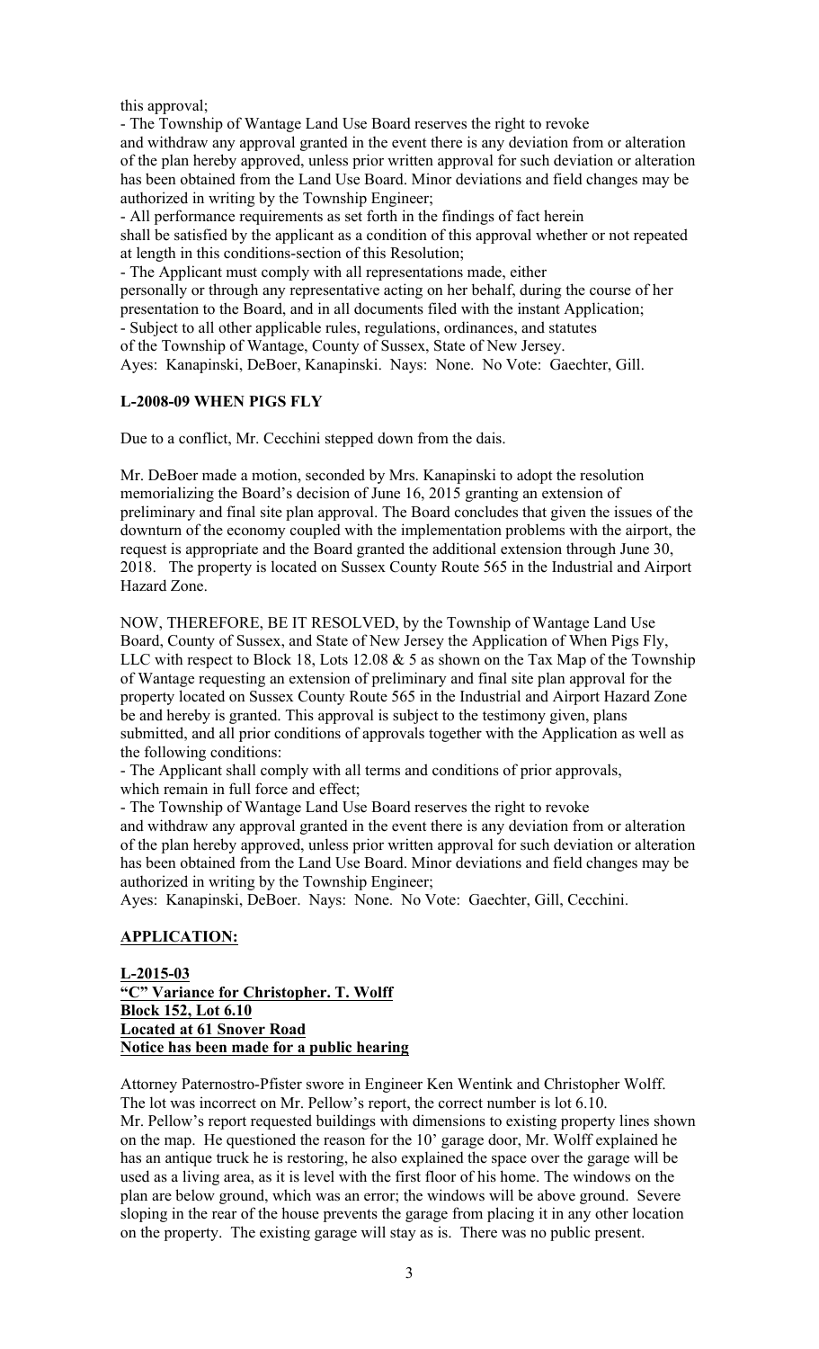this approval;

- The Township of Wantage Land Use Board reserves the right to revoke and withdraw any approval granted in the event there is any deviation from or alteration of the plan hereby approved, unless prior written approval for such deviation or alteration has been obtained from the Land Use Board. Minor deviations and field changes may be authorized in writing by the Township Engineer;
- All performance requirements as set forth in the findings of fact herein shall be satisfied by the applicant as a condition of this approval whether or not repeated at length in this conditions-section of this Resolution;
- The Applicant must comply with all representations made, either personally or through any representative acting on her behalf, during the course of her presentation to the Board, and in all documents filed with the instant Application;
- Subject to all other applicable rules, regulations, ordinances, and statutes of the Township of Wantage, County of Sussex, State of New Jersey.

Ayes: Kanapinski, DeBoer, Kanapinski. Nays: None. No Vote: Gaechter, Gill.

**L-2008-09 WHEN PIGS FLY**

Due to a conflict, Mr. Cecchini stepped down from the dais.

Mr. DeBoer made a motion, seconded by Mrs. Kanapinski to adopt the resolution memorializing the Board's decision of June 16, 2015 granting an extension of preliminary and final site plan approval. The Board concludes that given the issues of the downturn of the economy coupled with the implementation problems with the airport, the request is appropriate and the Board granted the additional extension through June 30, 2018. The property is located on Sussex County Route 565 in the Industrial and Airport Hazard Zone.

NOW, THEREFORE, BE IT RESOLVED, by the Township of Wantage Land Use Board, County of Sussex, and State of New Jersey the Application of When Pigs Fly, LLC with respect to Block 18, Lots 12.08 & 5 as shown on the Tax Map of the Township of Wantage requesting an extension of preliminary and final site plan approval for the property located on Sussex County Route 565 in the Industrial and Airport Hazard Zone be and hereby is granted. This approval is subject to the testimony given, plans submitted, and all prior conditions of approvals together with the Application as well as the following conditions:

- The Applicant shall comply with all terms and conditions of prior approvals, which remain in full force and effect;
- The Township of Wantage Land Use Board reserves the right to revoke and withdraw any approval granted in the event there is any deviation from or alteration of the plan hereby approved, unless prior written approval for such deviation or alteration has been obtained from the Land Use Board. Minor deviations and field changes may be authorized in writing by the Township Engineer;

Ayes: Kanapinski, DeBoer. Nays: None. No Vote: Gaechter, Gill, Cecchini.

**APPLICATION:**

**L-2015-03**
**"C" Variance for Christopher. T. Wolff**
**Block 152, Lot 6.10**
**Located at 61 Snover Road**
**Notice has been made for a public hearing**

Attorney Paternostro-Pfister swore in Engineer Ken Wentink and Christopher Wolff. The lot was incorrect on Mr. Pellow's report, the correct number is lot 6.10. Mr. Pellow's report requested buildings with dimensions to existing property lines shown on the map. He questioned the reason for the 10' garage door, Mr. Wolff explained he has an antique truck he is restoring, he also explained the space over the garage will be used as a living area, as it is level with the first floor of his home. The windows on the plan are below ground, which was an error; the windows will be above ground. Severe sloping in the rear of the house prevents the garage from placing it in any other location on the property. The existing garage will stay as is. There was no public present.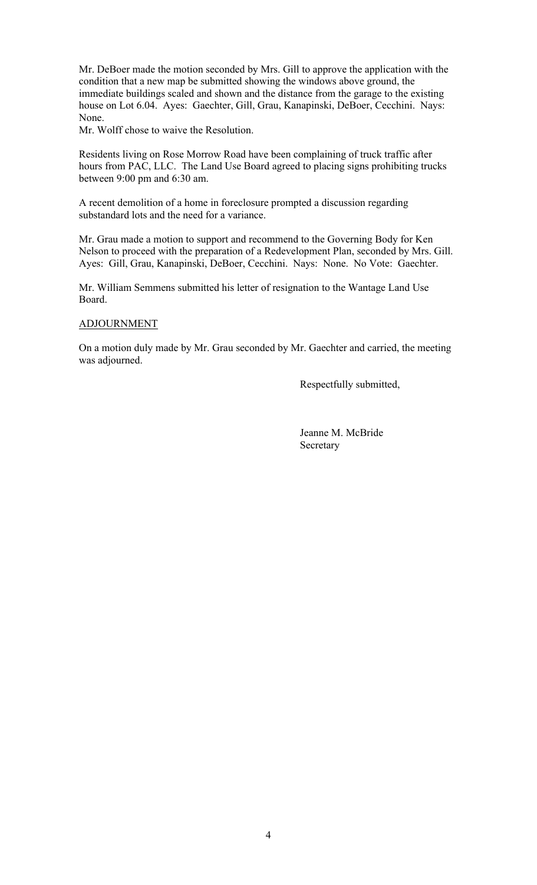Mr. DeBoer made the motion seconded by Mrs. Gill to approve the application with the condition that a new map be submitted showing the windows above ground, the immediate buildings scaled and shown and the distance from the garage to the existing house on Lot 6.04. Ayes: Gaechter, Gill, Grau, Kanapinski, DeBoer, Cecchini. Nays: None.

Mr. Wolff chose to waive the Resolution.

Residents living on Rose Morrow Road have been complaining of truck traffic after hours from PAC, LLC. The Land Use Board agreed to placing signs prohibiting trucks between 9:00 pm and 6:30 am.

A recent demolition of a home in foreclosure prompted a discussion regarding substandard lots and the need for a variance.

Mr. Grau made a motion to support and recommend to the Governing Body for Ken Nelson to proceed with the preparation of a Redevelopment Plan, seconded by Mrs. Gill. Ayes: Gill, Grau, Kanapinski, DeBoer, Cecchini. Nays: None. No Vote: Gaechter.

Mr. William Semmens submitted his letter of resignation to the Wantage Land Use Board.

<u>ADJOURNMENT</u>

On a motion duly made by Mr. Grau seconded by Mr. Gaechter and carried, the meeting was adjourned.

Respectfully submitted,

Jeanne M. McBride
Secretary